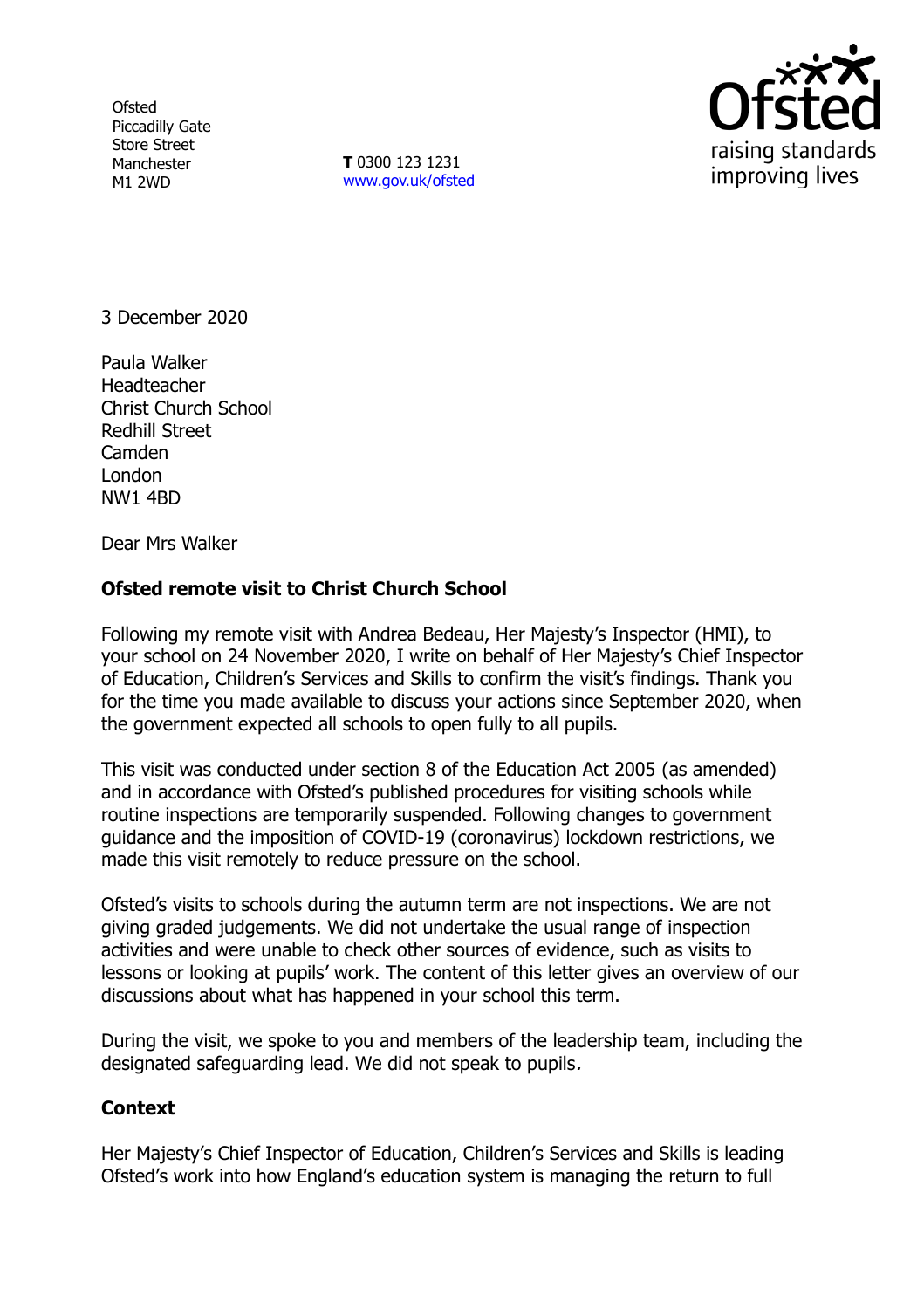Ofsted
Piccadilly Gate
Store Street
Manchester
M1 2WD

**T** 0300 123 1231
www.gov.uk/ofsted

3 December 2020

Paula Walker
Headteacher
Christ Church School
Redhill Street
Camden
London
NW1 4BD

Dear Mrs Walker

**Ofsted remote visit to Christ Church School**

Following my remote visit with Andrea Bedeau, Her Majesty's Inspector (HMI), to your school on 24 November 2020, I write on behalf of Her Majesty's Chief Inspector of Education, Children's Services and Skills to confirm the visit's findings. Thank you for the time you made available to discuss your actions since September 2020, when the government expected all schools to open fully to all pupils.

This visit was conducted under section 8 of the Education Act 2005 (as amended) and in accordance with Ofsted's published procedures for visiting schools while routine inspections are temporarily suspended. Following changes to government guidance and the imposition of COVID-19 (coronavirus) lockdown restrictions, we made this visit remotely to reduce pressure on the school.

Ofsted's visits to schools during the autumn term are not inspections. We are not giving graded judgements. We did not undertake the usual range of inspection activities and were unable to check other sources of evidence, such as visits to lessons or looking at pupils' work. The content of this letter gives an overview of our discussions about what has happened in your school this term.

During the visit, we spoke to you and members of the leadership team, including the designated safeguarding lead. We did not speak to pupils.

**Context**

Her Majesty's Chief Inspector of Education, Children's Services and Skills is leading Ofsted's work into how England's education system is managing the return to full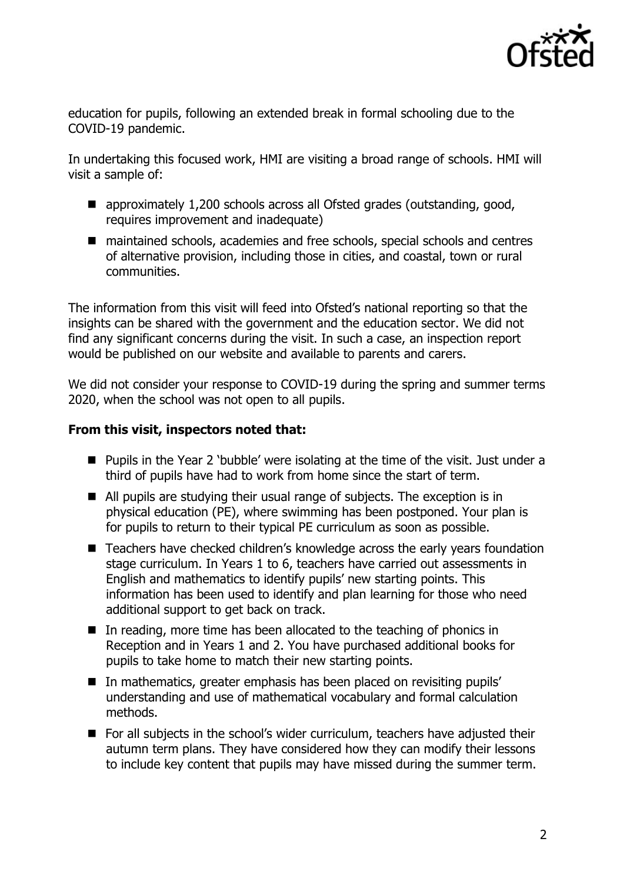education for pupils, following an extended break in formal schooling due to the COVID-19 pandemic.

In undertaking this focused work, HMI are visiting a broad range of schools. HMI will visit a sample of:

- approximately 1,200 schools across all Ofsted grades (outstanding, good, requires improvement and inadequate)
- maintained schools, academies and free schools, special schools and centres of alternative provision, including those in cities, and coastal, town or rural communities.

The information from this visit will feed into Ofsted's national reporting so that the insights can be shared with the government and the education sector. We did not find any significant concerns during the visit. In such a case, an inspection report would be published on our website and available to parents and carers.

We did not consider your response to COVID-19 during the spring and summer terms 2020, when the school was not open to all pupils.

**From this visit, inspectors noted that:**

- Pupils in the Year 2 'bubble' were isolating at the time of the visit. Just under a third of pupils have had to work from home since the start of term.
- All pupils are studying their usual range of subjects. The exception is in physical education (PE), where swimming has been postponed. Your plan is for pupils to return to their typical PE curriculum as soon as possible.
- Teachers have checked children's knowledge across the early years foundation stage curriculum. In Years 1 to 6, teachers have carried out assessments in English and mathematics to identify pupils' new starting points. This information has been used to identify and plan learning for those who need additional support to get back on track.
- In reading, more time has been allocated to the teaching of phonics in Reception and in Years 1 and 2. You have purchased additional books for pupils to take home to match their new starting points.
- In mathematics, greater emphasis has been placed on revisiting pupils' understanding and use of mathematical vocabulary and formal calculation methods.
- For all subjects in the school's wider curriculum, teachers have adjusted their autumn term plans. They have considered how they can modify their lessons to include key content that pupils may have missed during the summer term.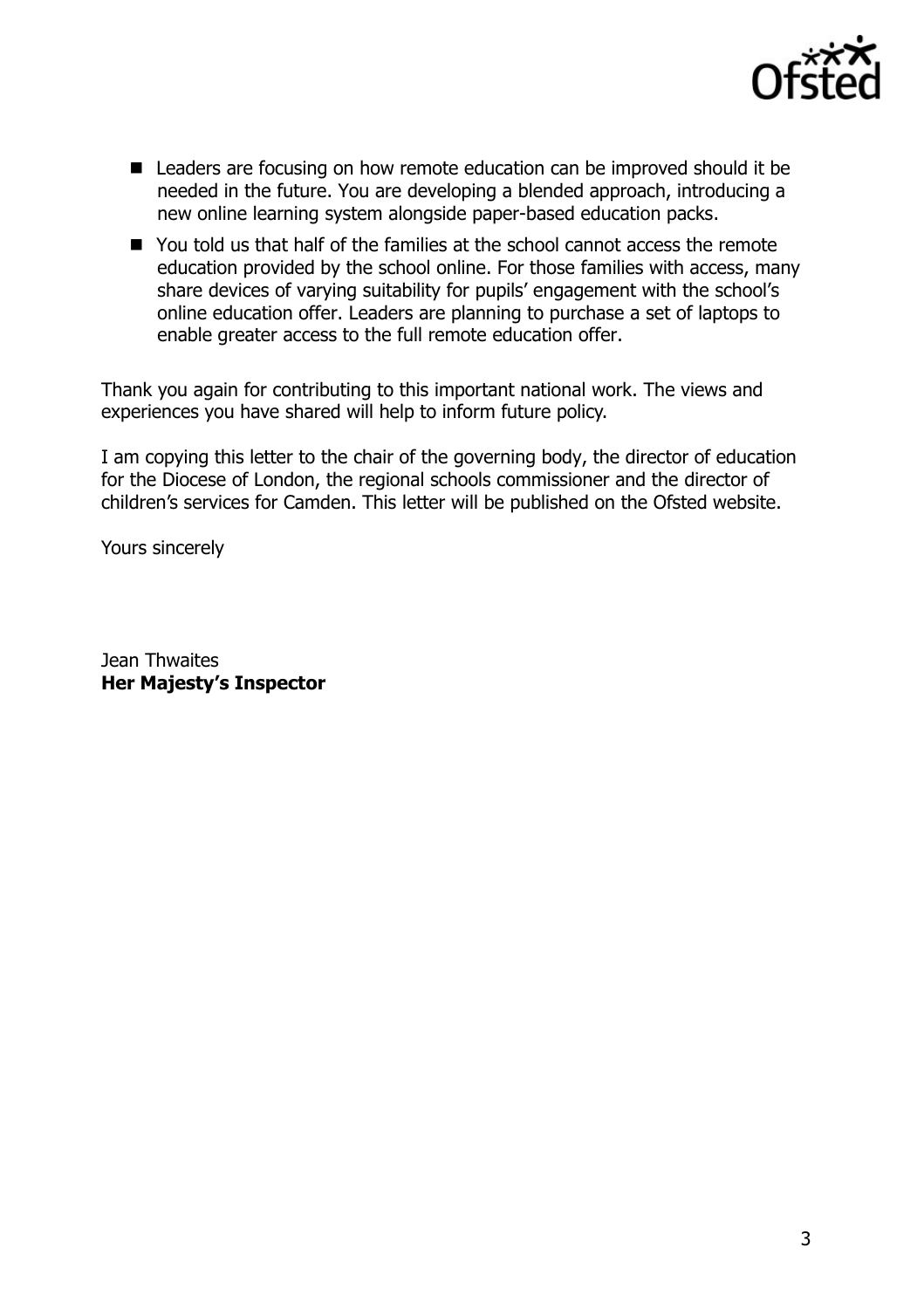- Leaders are focusing on how remote education can be improved should it be needed in the future. You are developing a blended approach, introducing a new online learning system alongside paper-based education packs.
- You told us that half of the families at the school cannot access the remote education provided by the school online. For those families with access, many share devices of varying suitability for pupils' engagement with the school's online education offer. Leaders are planning to purchase a set of laptops to enable greater access to the full remote education offer.

Thank you again for contributing to this important national work. The views and experiences you have shared will help to inform future policy.

I am copying this letter to the chair of the governing body, the director of education for the Diocese of London, the regional schools commissioner and the director of children's services for Camden. This letter will be published on the Ofsted website.

Yours sincerely

Jean Thwaites
**Her Majesty's Inspector**